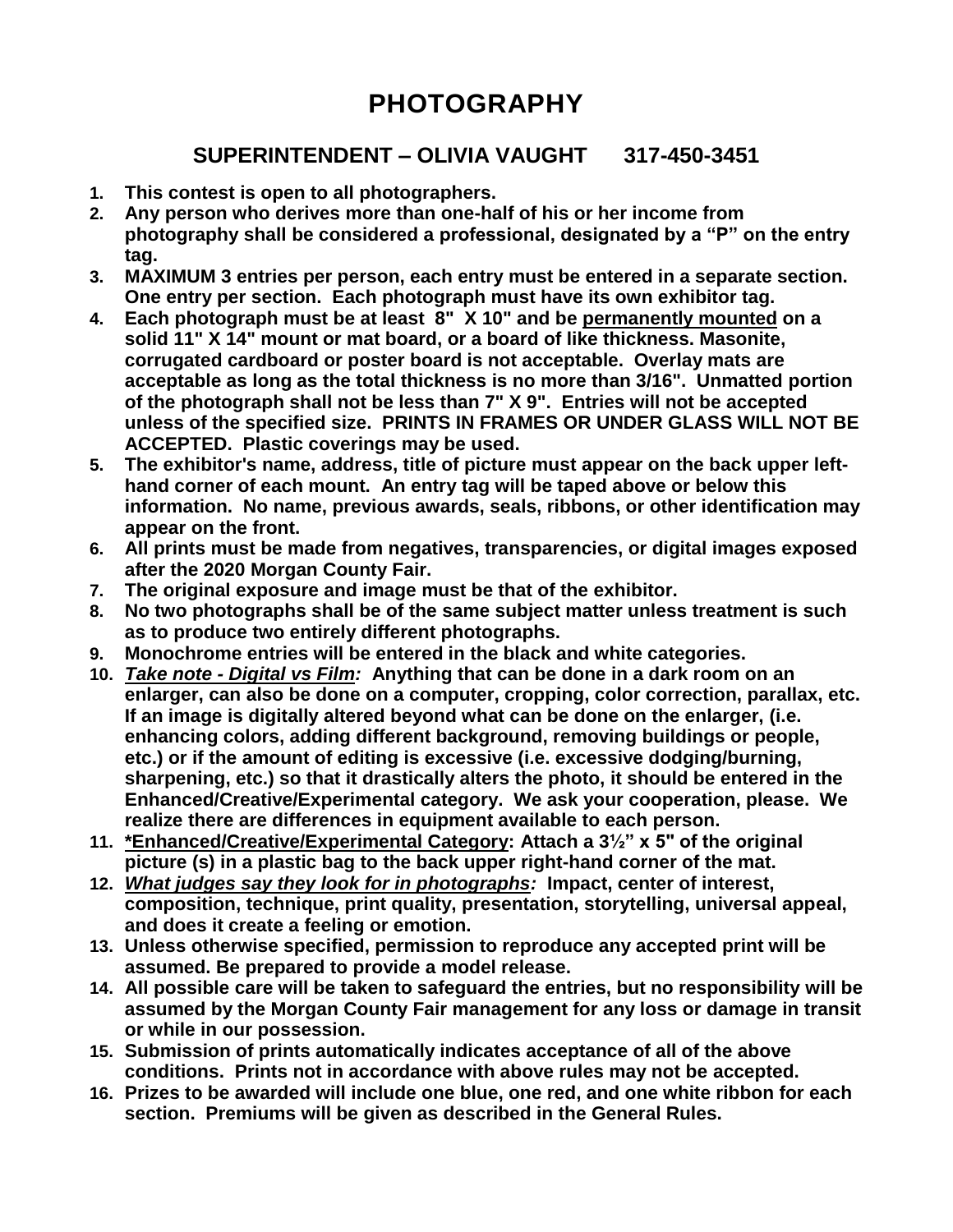# PHOTOGRAPHY

## SUPERINTENDENT – OLIVIA VAUGHT 317-450-3451

1. **This contest is open to all photographers.**
2. **Any person who derives more than one-half of his or her income from photography shall be considered a professional, designated by a "P" on the entry tag.**
3. **MAXIMUM 3 entries per person, each entry must be entered in a separate section. One entry per section. Each photograph must have its own exhibitor tag.**
4. **Each photograph must be at least 8" X 10" and be <u>permanently mounted</u> on a solid 11" X 14" mount or mat board, or a board of like thickness. Masonite, corrugated cardboard or poster board is not acceptable. Overlay mats are acceptable as long as the total thickness is no more than 3/16". Unmatted portion of the photograph shall not be less than 7" X 9". Entries will not be accepted unless of the specified size. PRINTS IN FRAMES OR UNDER GLASS WILL NOT BE ACCEPTED. Plastic coverings may be used.**
5. **The exhibitor's name, address, title of picture must appear on the back upper left-hand corner of each mount. An entry tag will be taped above or below this information. No name, previous awards, seals, ribbons, or other identification may appear on the front.**
6. **All prints must be made from negatives, transparencies, or digital images exposed after the 2020 Morgan County Fair.**
7. **The original exposure and image must be that of the exhibitor.**
8. **No two photographs shall be of the same subject matter unless treatment is such as to produce two entirely different photographs.**
9. **Monochrome entries will be entered in the black and white categories.**
10. ***<u>Take note - Digital vs Film</u>:* Anything that can be done in a dark room on an enlarger, can also be done on a computer, cropping, color correction, parallax, etc. If an image is digitally altered beyond what can be done on the enlarger, (i.e. enhancing colors, adding different background, removing buildings or people, etc.) or if the amount of editing is excessive (i.e. excessive dodging/burning, sharpening, etc.) so that it drastically alters the photo, it should be entered in the Enhanced/Creative/Experimental category. We ask your cooperation, please. We realize there are differences in equipment available to each person.**
11. **<u>*Enhanced/Creative/Experimental Category</u>: Attach a 3½" x 5" of the original picture (s) in a plastic bag to the back upper right-hand corner of the mat.**
12. ***<u>What judges say they look for in photographs</u>:* Impact, center of interest, composition, technique, print quality, presentation, storytelling, universal appeal, and does it create a feeling or emotion.**
13. **Unless otherwise specified, permission to reproduce any accepted print will be assumed. Be prepared to provide a model release.**
14. **All possible care will be taken to safeguard the entries, but no responsibility will be assumed by the Morgan County Fair management for any loss or damage in transit or while in our possession.**
15. **Submission of prints automatically indicates acceptance of all of the above conditions. Prints not in accordance with above rules may not be accepted.**
16. **Prizes to be awarded will include one blue, one red, and one white ribbon for each section. Premiums will be given as described in the General Rules.**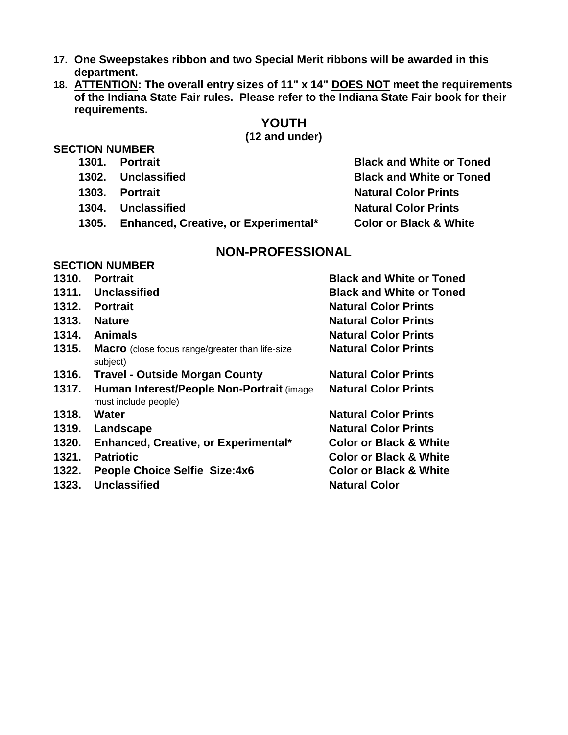17. **One Sweepstakes ribbon and two Special Merit ribbons will be awarded in this department.**
18. **ATTENTION: The overall entry sizes of 11" x 14" DOES NOT meet the requirements of the Indiana State Fair rules. Please refer to the Indiana State Fair book for their requirements.**

## YOUTH

**(12 and under)**

**SECTION NUMBER**

| | | |
|---|---|---|
| **1301.** | **Portrait** | **Black and White or Toned** |
| **1302.** | **Unclassified** | **Black and White or Toned** |
| **1303.** | **Portrait** | **Natural Color Prints** |
| **1304.** | **Unclassified** | **Natural Color Prints** |
| **1305.** | **Enhanced, Creative, or Experimental*** | **Color or Black & White** |

## NON-PROFESSIONAL

**SECTION NUMBER**

| | | |
|---|---|---|
| **1310.** | **Portrait** | **Black and White or Toned** |
| **1311.** | **Unclassified** | **Black and White or Toned** |
| **1312.** | **Portrait** | **Natural Color Prints** |
| **1313.** | **Nature** | **Natural Color Prints** |
| **1314.** | **Animals** | **Natural Color Prints** |
| **1315.** | **Macro** (close focus range/greater than life-size subject) | **Natural Color Prints** |
| **1316.** | **Travel - Outside Morgan County** | **Natural Color Prints** |
| **1317.** | **Human Interest/People Non-Portrait** (image must include people) | **Natural Color Prints** |
| **1318.** | **Water** | **Natural Color Prints** |
| **1319.** | **Landscape** | **Natural Color Prints** |
| **1320.** | **Enhanced, Creative, or Experimental*** | **Color or Black & White** |
| **1321.** | **Patriotic** | **Color or Black & White** |
| **1322.** | **People Choice Selfie Size:4x6** | **Color or Black & White** |
| **1323.** | **Unclassified** | **Natural Color** |